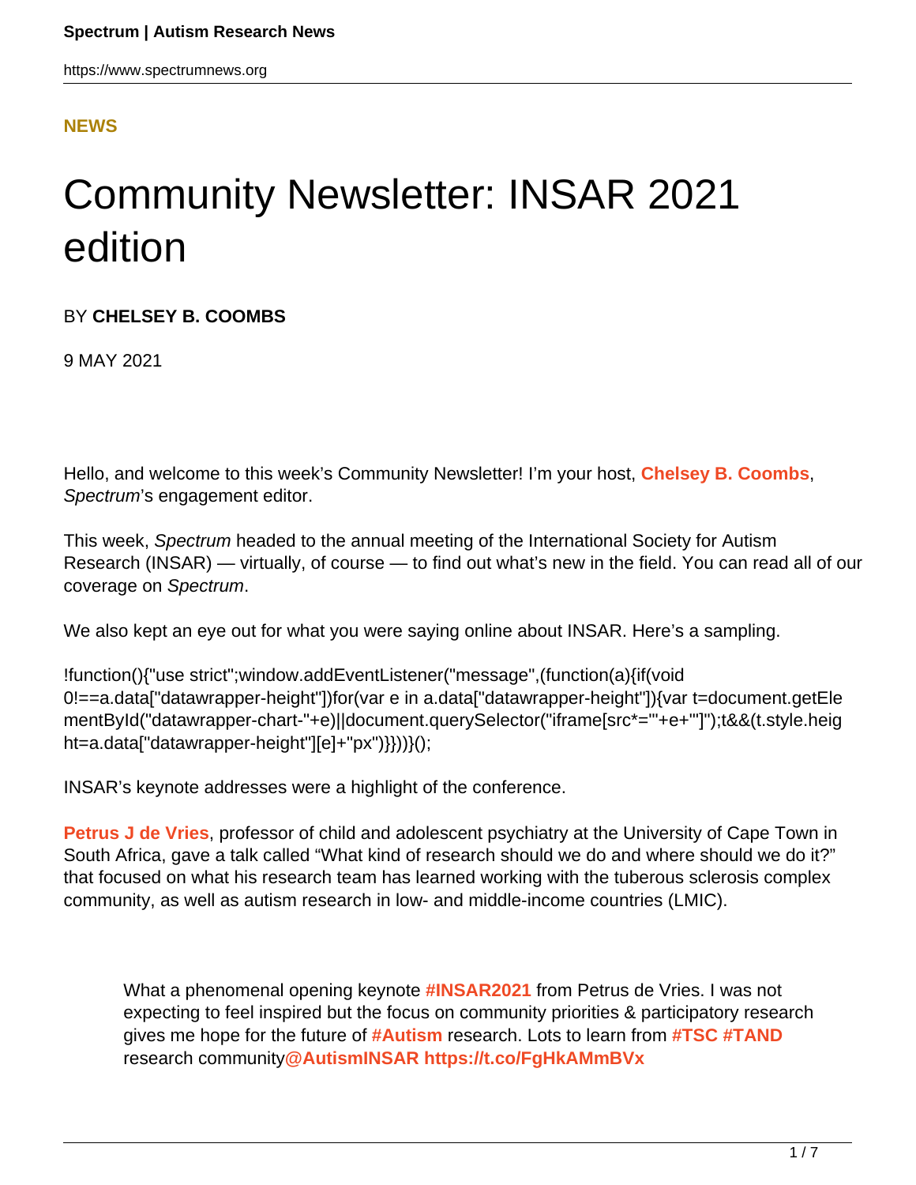NEWS

# Community Newsletter: INSAR 2021 edition

BY **CHELSEY B. COOMBS**

9 MAY 2021

Hello, and welcome to this week's Community Newsletter! I'm your host, **Chelsey B. Coombs**, *Spectrum*'s engagement editor.

This week, *Spectrum* headed to the annual meeting of the International Society for Autism Research (INSAR) — virtually, of course — to find out what's new in the field. You can read all of our coverage on *Spectrum*.

We also kept an eye out for what you were saying online about INSAR. Here's a sampling.

```
!function(){"use strict";window.addEventListener("message",(function(a){if(void 0!==a.data["datawrapper-height"])for(var e in a.data["datawrapper-height"]){var t=document.getElementById("datawrapper-chart-"+e)||document.querySelector("iframe[src*='"+e+"']");t&&(t.style.height=a.data["datawrapper-height"][e]+"px")}}))}();
```

INSAR's keynote addresses were a highlight of the conference.

**Petrus J de Vries**, professor of child and adolescent psychiatry at the University of Cape Town in South Africa, gave a talk called "What kind of research should we do and where should we do it?" that focused on what his research team has learned working with the tuberous sclerosis complex community, as well as autism research in low- and middle-income countries (LMIC).

> What a phenomenal opening keynote **#INSAR2021** from Petrus de Vries. I was not expecting to feel inspired but the focus on community priorities & participatory research gives me hope for the future of **#Autism** research. Lots to learn from **#TSC #TAND** research community**@AutismINSAR https://t.co/FgHkAMmBVx**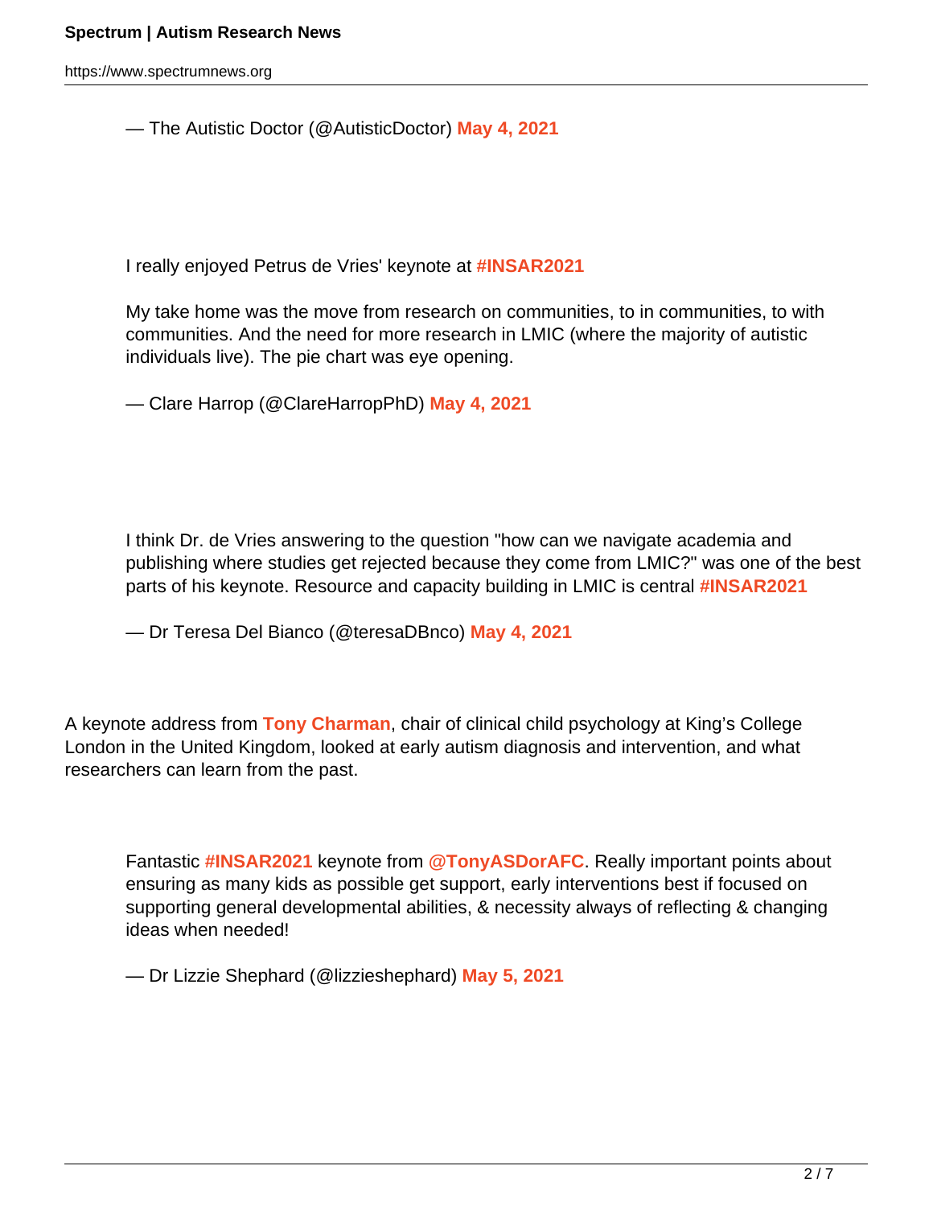— The Autistic Doctor (@AutisticDoctor) **May 4, 2021**

> I really enjoyed Petrus de Vries' keynote at **#INSAR2021**
>
> My take home was the move from research on communities, to in communities, to with communities. And the need for more research in LMIC (where the majority of autistic individuals live). The pie chart was eye opening.
>
> — Clare Harrop (@ClareHarropPhD) **May 4, 2021**

> I think Dr. de Vries answering to the question "how can we navigate academia and publishing where studies get rejected because they come from LMIC?" was one of the best parts of his keynote. Resource and capacity building in LMIC is central **#INSAR2021**
>
> — Dr Teresa Del Bianco (@teresaDBnco) **May 4, 2021**

A keynote address from **Tony Charman**, chair of clinical child psychology at King's College London in the United Kingdom, looked at early autism diagnosis and intervention, and what researchers can learn from the past.

> Fantastic **#INSAR2021** keynote from **@TonyASDorAFC**. Really important points about ensuring as many kids as possible get support, early interventions best if focused on supporting general developmental abilities, & necessity always of reflecting & changing ideas when needed!
>
> — Dr Lizzie Shephard (@lizzieshephard) **May 5, 2021**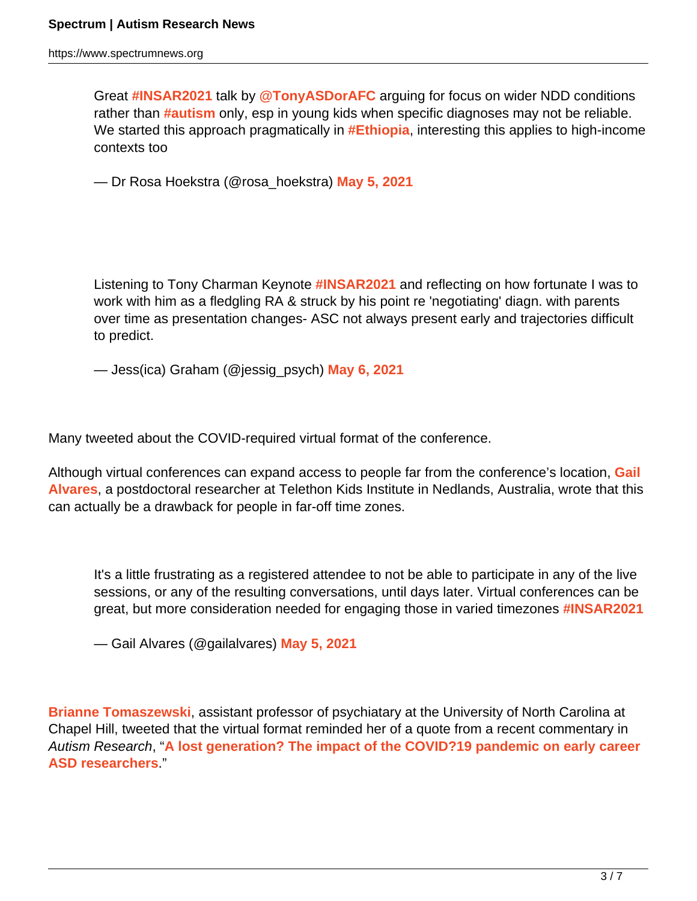> Great #INSAR2021 talk by @TonyASDorAFC arguing for focus on wider NDD conditions rather than #autism only, esp in young kids when specific diagnoses may not be reliable. We started this approach pragmatically in #Ethiopia, interesting this applies to high-income contexts too
>
> — Dr Rosa Hoekstra (@rosa_hoekstra) May 5, 2021

> Listening to Tony Charman Keynote #INSAR2021 and reflecting on how fortunate I was to work with him as a fledgling RA & struck by his point re 'negotiating' diagn. with parents over time as presentation changes- ASC not always present early and trajectories difficult to predict.
>
> — Jess(ica) Graham (@jessig_psych) May 6, 2021

Many tweeted about the COVID-required virtual format of the conference.

Although virtual conferences can expand access to people far from the conference's location, **Gail Alvares**, a postdoctoral researcher at Telethon Kids Institute in Nedlands, Australia, wrote that this can actually be a drawback for people in far-off time zones.

> It's a little frustrating as a registered attendee to not be able to participate in any of the live sessions, or any of the resulting conversations, until days later. Virtual conferences can be great, but more consideration needed for engaging those in varied timezones #INSAR2021
>
> — Gail Alvares (@gailalvares) May 5, 2021

**Brianne Tomaszewski**, assistant professor of psychiatary at the University of North Carolina at Chapel Hill, tweeted that the virtual format reminded her of a quote from a recent commentary in *Autism Research*, "**A lost generation? The impact of the COVID?19 pandemic on early career ASD researchers**."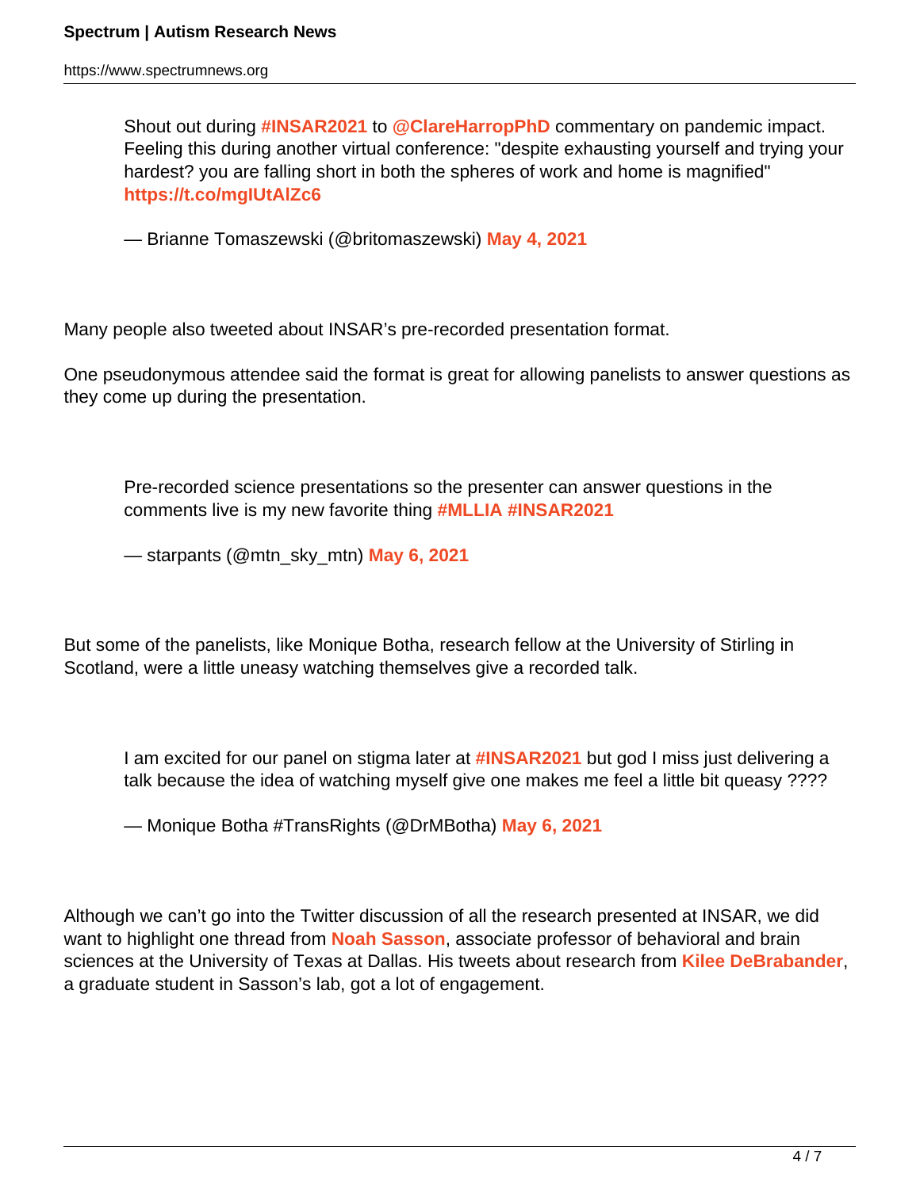> Shout out during #INSAR2021 to @ClareHarropPhD commentary on pandemic impact. Feeling this during another virtual conference: "despite exhausting yourself and trying your hardest? you are falling short in both the spheres of work and home is magnified" https://t.co/mglUtAlZc6
>
> — Brianne Tomaszewski (@britomaszewski) May 4, 2021

Many people also tweeted about INSAR's pre-recorded presentation format.

One pseudonymous attendee said the format is great for allowing panelists to answer questions as they come up during the presentation.

> Pre-recorded science presentations so the presenter can answer questions in the comments live is my new favorite thing #MLLIA #INSAR2021
>
> — starpants (@mtn_sky_mtn) May 6, 2021

But some of the panelists, like Monique Botha, research fellow at the University of Stirling in Scotland, were a little uneasy watching themselves give a recorded talk.

> I am excited for our panel on stigma later at #INSAR2021 but god I miss just delivering a talk because the idea of watching myself give one makes me feel a little bit queasy ????
>
> — Monique Botha #TransRights (@DrMBotha) May 6, 2021

Although we can't go into the Twitter discussion of all the research presented at INSAR, we did want to highlight one thread from **Noah Sasson**, associate professor of behavioral and brain sciences at the University of Texas at Dallas. His tweets about research from **Kilee DeBrabander**, a graduate student in Sasson's lab, got a lot of engagement.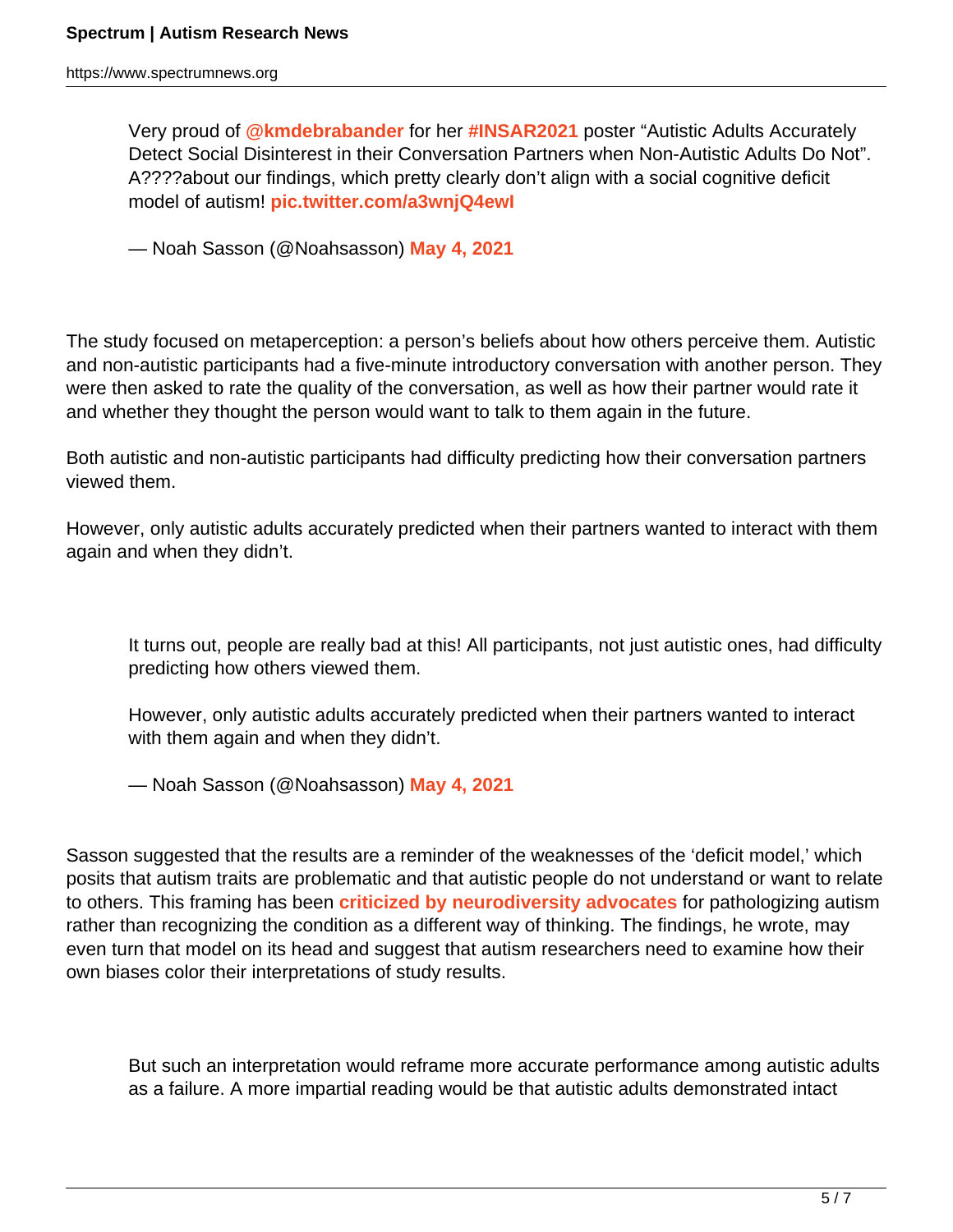> Very proud of @kmdebrabander for her #INSAR2021 poster "Autistic Adults Accurately Detect Social Disinterest in their Conversation Partners when Non-Autistic Adults Do Not". A????about our findings, which pretty clearly don't align with a social cognitive deficit model of autism! pic.twitter.com/a3wnjQ4ewI
>
> — Noah Sasson (@Noahsasson) May 4, 2021

The study focused on metaperception: a person's beliefs about how others perceive them. Autistic and non-autistic participants had a five-minute introductory conversation with another person. They were then asked to rate the quality of the conversation, as well as how their partner would rate it and whether they thought the person would want to talk to them again in the future.

Both autistic and non-autistic participants had difficulty predicting how their conversation partners viewed them.

However, only autistic adults accurately predicted when their partners wanted to interact with them again and when they didn't.

> It turns out, people are really bad at this! All participants, not just autistic ones, had difficulty predicting how others viewed them.
>
> However, only autistic adults accurately predicted when their partners wanted to interact with them again and when they didn't.
>
> — Noah Sasson (@Noahsasson) May 4, 2021

Sasson suggested that the results are a reminder of the weaknesses of the 'deficit model,' which posits that autism traits are problematic and that autistic people do not understand or want to relate to others. This framing has been criticized by neurodiversity advocates for pathologizing autism rather than recognizing the condition as a different way of thinking. The findings, he wrote, may even turn that model on its head and suggest that autism researchers need to examine how their own biases color their interpretations of study results.

> But such an interpretation would reframe more accurate performance among autistic adults as a failure. A more impartial reading would be that autistic adults demonstrated intact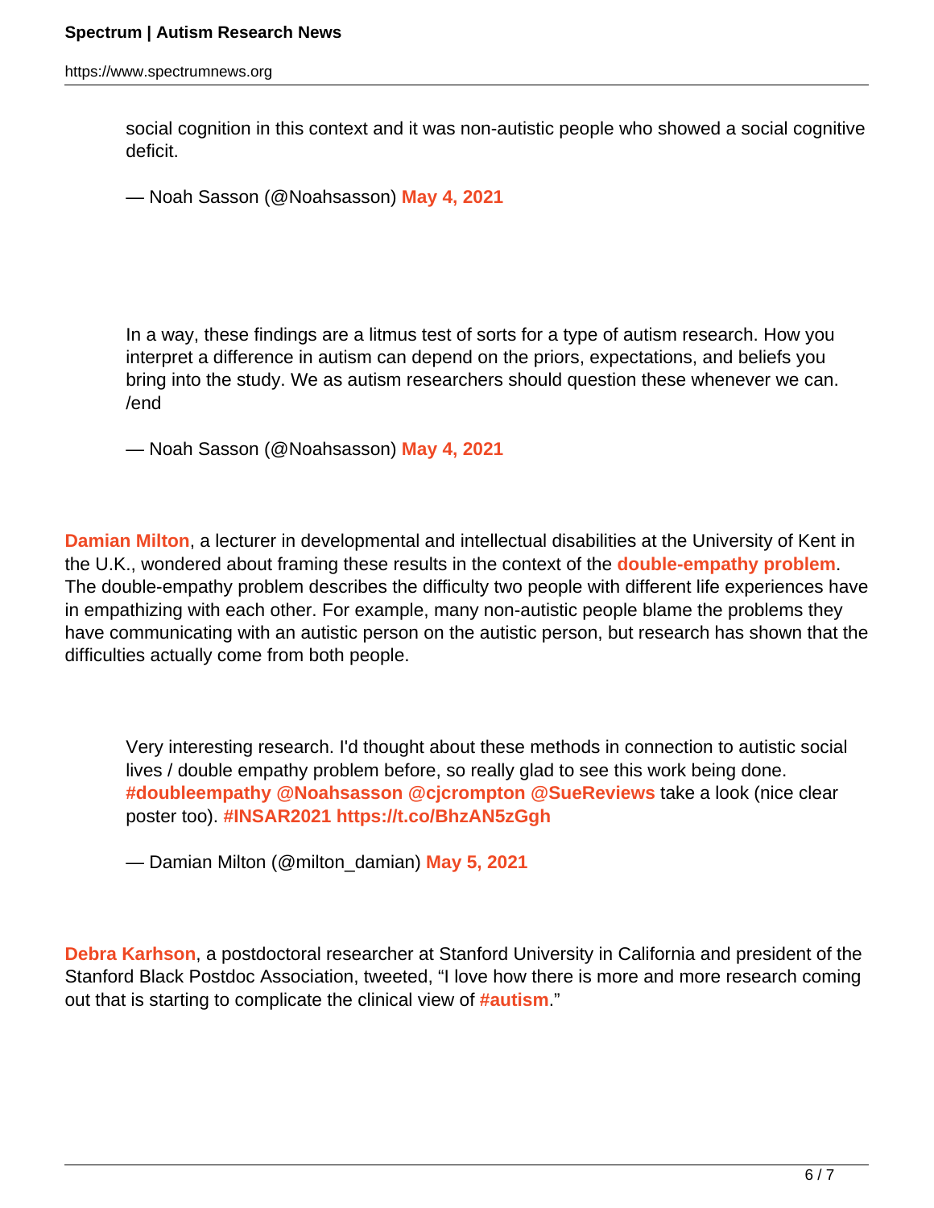> social cognition in this context and it was non-autistic people who showed a social cognitive deficit.
>
> — Noah Sasson (@Noahsasson) **May 4, 2021**

> In a way, these findings are a litmus test of sorts for a type of autism research. How you interpret a difference in autism can depend on the priors, expectations, and beliefs you bring into the study. We as autism researchers should question these whenever we can. /end
>
> — Noah Sasson (@Noahsasson) **May 4, 2021**

**Damian Milton**, a lecturer in developmental and intellectual disabilities at the University of Kent in the U.K., wondered about framing these results in the context of the **double-empathy problem**. The double-empathy problem describes the difficulty two people with different life experiences have in empathizing with each other. For example, many non-autistic people blame the problems they have communicating with an autistic person on the autistic person, but research has shown that the difficulties actually come from both people.

> Very interesting research. I'd thought about these methods in connection to autistic social lives / double empathy problem before, so really glad to see this work being done. **#doubleempathy @Noahsasson @cjcrompton @SueReviews** take a look (nice clear poster too). **#INSAR2021 https://t.co/BhzAN5zGgh**
>
> — Damian Milton (@milton_damian) **May 5, 2021**

**Debra Karhson**, a postdoctoral researcher at Stanford University in California and president of the Stanford Black Postdoc Association, tweeted, "I love how there is more and more research coming out that is starting to complicate the clinical view of **#autism**."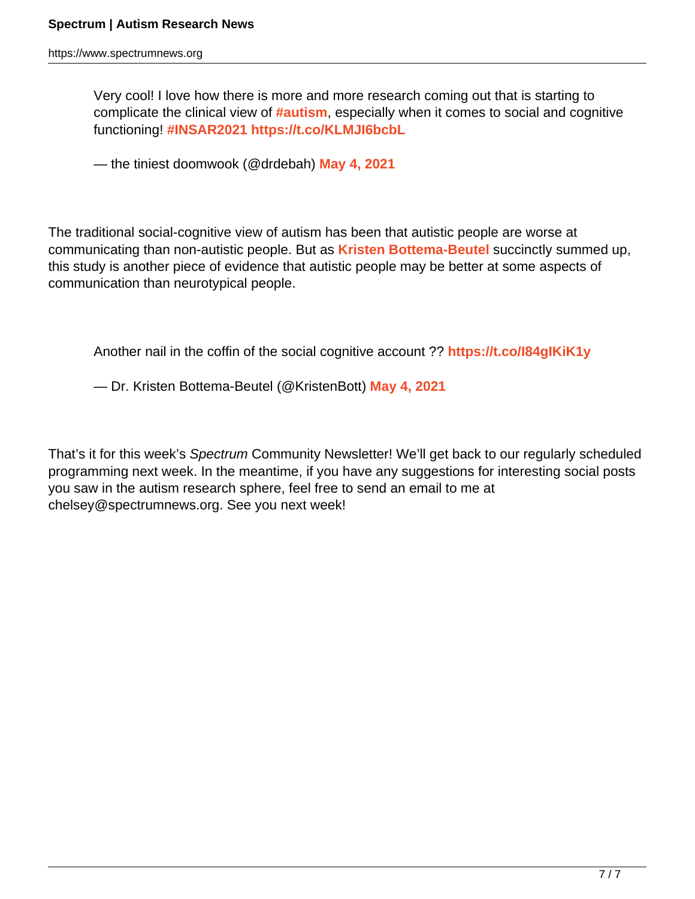> Very cool! I love how there is more and more research coming out that is starting to complicate the clinical view of #autism, especially when it comes to social and cognitive functioning! #INSAR2021 https://t.co/KLMJI6bcbL
>
> — the tiniest doomwook (@drdebah) May 4, 2021

The traditional social-cognitive view of autism has been that autistic people are worse at communicating than non-autistic people. But as **Kristen Bottema-Beutel** succinctly summed up, this study is another piece of evidence that autistic people may be better at some aspects of communication than neurotypical people.

> Another nail in the coffin of the social cognitive account ?? https://t.co/I84gIKiK1y
>
> — Dr. Kristen Bottema-Beutel (@KristenBott) May 4, 2021

That's it for this week's *Spectrum* Community Newsletter! We'll get back to our regularly scheduled programming next week. In the meantime, if you have any suggestions for interesting social posts you saw in the autism research sphere, feel free to send an email to me at chelsey@spectrumnews.org. See you next week!